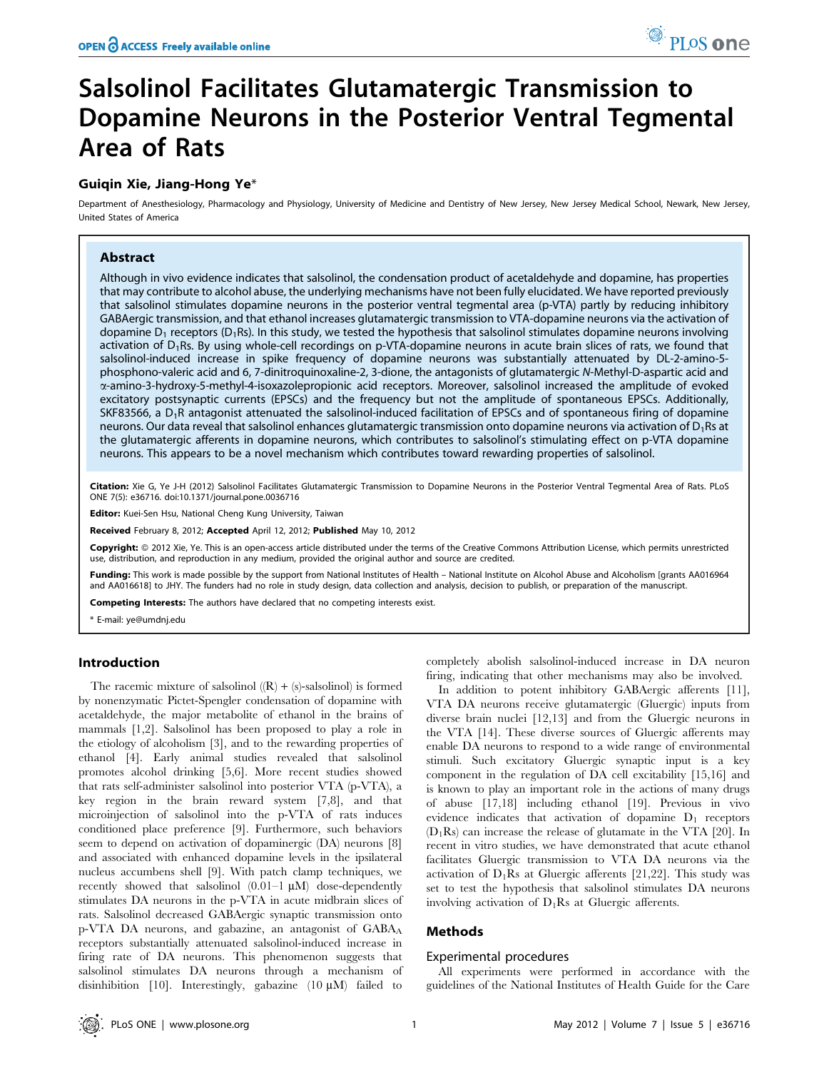OPEN ACCESS Freely available online

# Salsolinol Facilitates Glutamatergic Transmission to Dopamine Neurons in the Posterior Ventral Tegmental Area of Rats

**Guiqin Xie, Jiang-Hong Ye***

Department of Anesthesiology, Pharmacology and Physiology, University of Medicine and Dentistry of New Jersey, New Jersey Medical School, Newark, New Jersey, United States of America

## Abstract

Although in vivo evidence indicates that salsolinol, the condensation product of acetaldehyde and dopamine, has properties that may contribute to alcohol abuse, the underlying mechanisms have not been fully elucidated. We have reported previously that salsolinol stimulates dopamine neurons in the posterior ventral tegmental area (p-VTA) partly by reducing inhibitory GABAergic transmission, and that ethanol increases glutamatergic transmission to VTA-dopamine neurons via the activation of dopamine $D_1$ receptors ($D_1$Rs). In this study, we tested the hypothesis that salsolinol stimulates dopamine neurons involving activation of $D_1$Rs. By using whole-cell recordings on p-VTA-dopamine neurons in acute brain slices of rats, we found that salsolinol-induced increase in spike frequency of dopamine neurons was substantially attenuated by DL-2-amino-5-phosphono-valeric acid and 6, 7-dinitroquinoxaline-2, 3-dione, the antagonists of glutamatergic *N*-Methyl-D-aspartic acid and α-amino-3-hydroxy-5-methyl-4-isoxazolepropionic acid receptors. Moreover, salsolinol increased the amplitude of evoked excitatory postsynaptic currents (EPSCs) and the frequency but not the amplitude of spontaneous EPSCs. Additionally, SKF83566, a $D_1$R antagonist attenuated the salsolinol-induced facilitation of EPSCs and of spontaneous firing of dopamine neurons. Our data reveal that salsolinol enhances glutamatergic transmission onto dopamine neurons via activation of $D_1$Rs at the glutamatergic afferents in dopamine neurons, which contributes to salsolinol's stimulating effect on p-VTA dopamine neurons. This appears to be a novel mechanism which contributes toward rewarding properties of salsolinol.

**Citation:** Xie G, Ye J-H (2012) Salsolinol Facilitates Glutamatergic Transmission to Dopamine Neurons in the Posterior Ventral Tegmental Area of Rats. PLoS ONE 7(5): e36716. doi:10.1371/journal.pone.0036716

**Editor:** Kuei-Sen Hsu, National Cheng Kung University, Taiwan

**Received** February 8, 2012; **Accepted** April 12, 2012; **Published** May 10, 2012

**Copyright:** © 2012 Xie, Ye. This is an open-access article distributed under the terms of the Creative Commons Attribution License, which permits unrestricted use, distribution, and reproduction in any medium, provided the original author and source are credited.

**Funding:** This work is made possible by the support from National Institutes of Health – National Institute on Alcohol Abuse and Alcoholism [grants AA016964 and AA016618] to JHY. The funders had no role in study design, data collection and analysis, decision to publish, or preparation of the manuscript.

**Competing Interests:** The authors have declared that no competing interests exist.

\* E-mail: ye@umdnj.edu

## Introduction

The racemic mixture of salsolinol ((R) + (s)-salsolinol) is formed by nonenzymatic Pictet-Spengler condensation of dopamine with acetaldehyde, the major metabolite of ethanol in the brains of mammals [1,2]. Salsolinol has been proposed to play a role in the etiology of alcoholism [3], and to the rewarding properties of ethanol [4]. Early animal studies revealed that salsolinol promotes alcohol drinking [5,6]. More recent studies showed that rats self-administer salsolinol into posterior VTA (p-VTA), a key region in the brain reward system [7,8], and that microinjection of salsolinol into the p-VTA of rats induces conditioned place preference [9]. Furthermore, such behaviors seem to depend on activation of dopaminergic (DA) neurons [8] and associated with enhanced dopamine levels in the ipsilateral nucleus accumbens shell [9]. With patch clamp techniques, we recently showed that salsolinol (0.01–1 μM) dose-dependently stimulates DA neurons in the p-VTA in acute midbrain slices of rats. Salsolinol decreased GABAergic synaptic transmission onto p-VTA DA neurons, and gabazine, an antagonist of $GABA_A$ receptors substantially attenuated salsolinol-induced increase in firing rate of DA neurons. This phenomenon suggests that salsolinol stimulates DA neurons through a mechanism of disinhibition [10]. Interestingly, gabazine (10 μM) failed to completely abolish salsolinol-induced increase in DA neuron firing, indicating that other mechanisms may also be involved.

In addition to potent inhibitory GABAergic afferents [11], VTA DA neurons receive glutamatergic (Gluergic) inputs from diverse brain nuclei [12,13] and from the Gluergic neurons in the VTA [14]. These diverse sources of Gluergic afferents may enable DA neurons to respond to a wide range of environmental stimuli. Such excitatory Gluergic synaptic input is a key component in the regulation of DA cell excitability [15,16] and is known to play an important role in the actions of many drugs of abuse [17,18] including ethanol [19]. Previous in vivo evidence indicates that activation of dopamine $D_1$ receptors ($D_1$Rs) can increase the release of glutamate in the VTA [20]. In recent in vitro studies, we have demonstrated that acute ethanol facilitates Gluergic transmission to VTA DA neurons via the activation of $D_1$Rs at Gluergic afferents [21,22]. This study was set to test the hypothesis that salsolinol stimulates DA neurons involving activation of $D_1$Rs at Gluergic afferents.

## Methods

### Experimental procedures

All experiments were performed in accordance with the guidelines of the National Institutes of Health Guide for the Care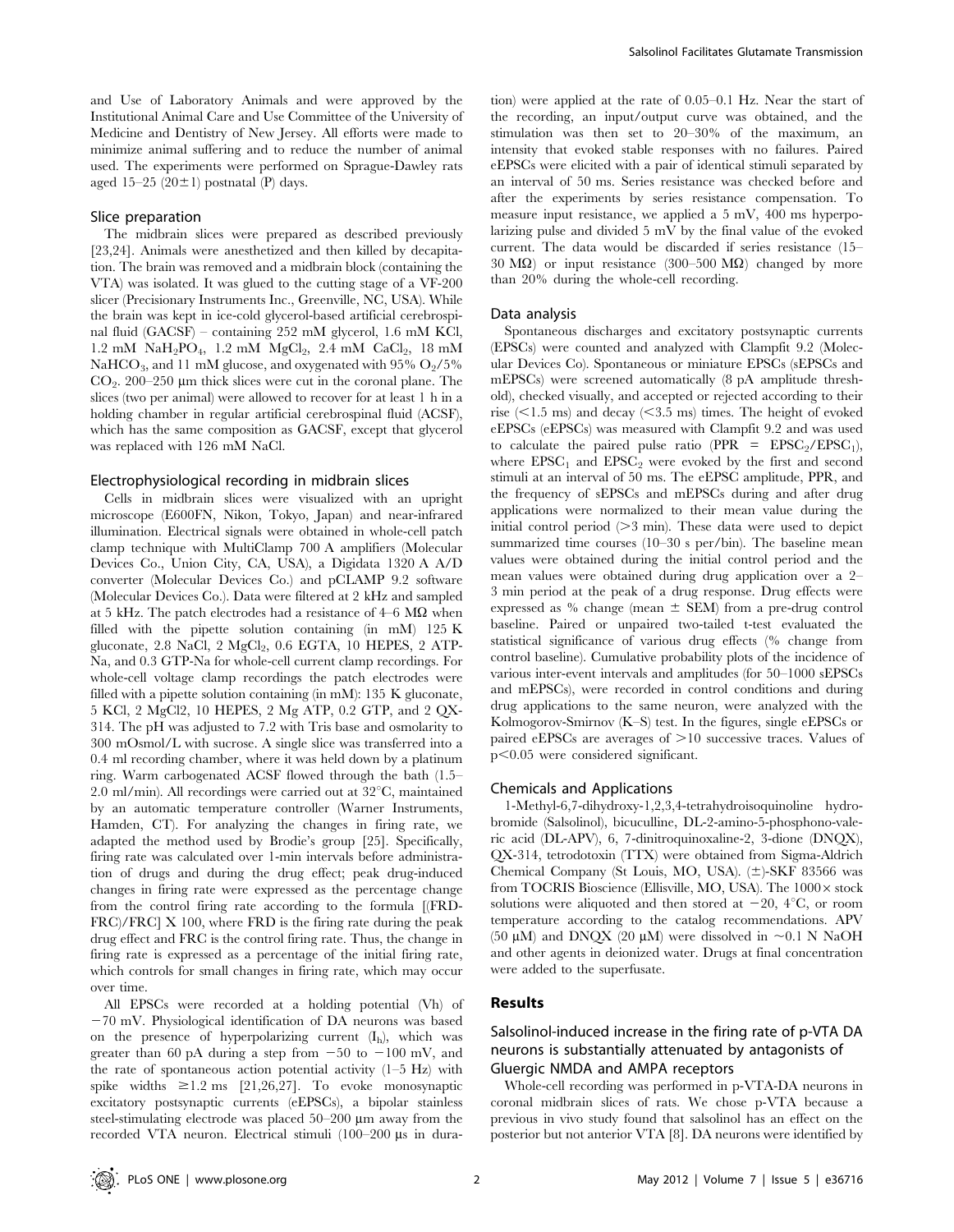and Use of Laboratory Animals and were approved by the Institutional Animal Care and Use Committee of the University of Medicine and Dentistry of New Jersey. All efforts were made to minimize animal suffering and to reduce the number of animal used. The experiments were performed on Sprague-Dawley rats aged 15–25 (20±1) postnatal (P) days.

### Slice preparation

The midbrain slices were prepared as described previously [23,24]. Animals were anesthetized and then killed by decapitation. The brain was removed and a midbrain block (containing the VTA) was isolated. It was glued to the cutting stage of a VF-200 slicer (Precisionary Instruments Inc., Greenville, NC, USA). While the brain was kept in ice-cold glycerol-based artificial cerebrospinal fluid (GACSF) – containing 252 mM glycerol, 1.6 mM KCl, 1.2 mM $NaH_2PO_4$, 1.2 mM $MgCl_2$, 2.4 mM $CaCl_2$, 18 mM $NaHCO_3$, and 11 mM glucose, and oxygenated with 95% $O_2$/5% $CO_2$. 200–250 µm thick slices were cut in the coronal plane. The slices (two per animal) were allowed to recover for at least 1 h in a holding chamber in regular artificial cerebrospinal fluid (ACSF), which has the same composition as GACSF, except that glycerol was replaced with 126 mM NaCl.

### Electrophysiological recording in midbrain slices

Cells in midbrain slices were visualized with an upright microscope (E600FN, Nikon, Tokyo, Japan) and near-infrared illumination. Electrical signals were obtained in whole-cell patch clamp technique with MultiClamp 700 A amplifiers (Molecular Devices Co., Union City, CA, USA), a Digidata 1320 A A/D converter (Molecular Devices Co.) and pCLAMP 9.2 software (Molecular Devices Co.). Data were filtered at 2 kHz and sampled at 5 kHz. The patch electrodes had a resistance of 4–6 MΩ when filled with the pipette solution containing (in mM) 125 K gluconate, 2.8 NaCl, 2 $MgCl_2$, 0.6 EGTA, 10 HEPES, 2 ATP-Na, and 0.3 GTP-Na for whole-cell current clamp recordings. For whole-cell voltage clamp recordings the patch electrodes were filled with a pipette solution containing (in mM): 135 K gluconate, 5 KCl, 2 MgCl2, 10 HEPES, 2 Mg ATP, 0.2 GTP, and 2 QX-314. The pH was adjusted to 7.2 with Tris base and osmolarity to 300 mOsmol/L with sucrose. A single slice was transferred into a 0.4 ml recording chamber, where it was held down by a platinum ring. Warm carbogenated ACSF flowed through the bath (1.5–2.0 ml/min). All recordings were carried out at 32°C, maintained by an automatic temperature controller (Warner Instruments, Hamden, CT). For analyzing the changes in firing rate, we adapted the method used by Brodie's group [25]. Specifically, firing rate was calculated over 1-min intervals before administration of drugs and during the drug effect; peak drug-induced changes in firing rate were expressed as the percentage change from the control firing rate according to the formula [(FRD-FRC)/FRC] X 100, where FRD is the firing rate during the peak drug effect and FRC is the control firing rate. Thus, the change in firing rate is expressed as a percentage of the initial firing rate, which controls for small changes in firing rate, which may occur over time.

All EPSCs were recorded at a holding potential (Vh) of −70 mV. Physiological identification of DA neurons was based on the presence of hyperpolarizing current ($I_h$), which was greater than 60 pA during a step from −50 to −100 mV, and the rate of spontaneous action potential activity (1–5 Hz) with spike widths ≥1.2 ms [21,26,27]. To evoke monosynaptic excitatory postsynaptic currents (eEPSCs), a bipolar stainless steel-stimulating electrode was placed 50–200 µm away from the recorded VTA neuron. Electrical stimuli (100–200 µs in duration) were applied at the rate of 0.05–0.1 Hz. Near the start of the recording, an input/output curve was obtained, and the stimulation was then set to 20–30% of the maximum, an intensity that evoked stable responses with no failures. Paired eEPSCs were elicited with a pair of identical stimuli separated by an interval of 50 ms. Series resistance was checked before and after the experiments by series resistance compensation. To measure input resistance, we applied a 5 mV, 400 ms hyperpolarizing pulse and divided 5 mV by the final value of the evoked current. The data would be discarded if series resistance (15–30 MΩ) or input resistance (300–500 MΩ) changed by more than 20% during the whole-cell recording.

### Data analysis

Spontaneous discharges and excitatory postsynaptic currents (EPSCs) were counted and analyzed with Clampfit 9.2 (Molecular Devices Co). Spontaneous or miniature EPSCs (sEPSCs and mEPSCs) were screened automatically (8 pA amplitude threshold), checked visually, and accepted or rejected according to their rise (<1.5 ms) and decay (<3.5 ms) times. The height of evoked eEPSCs (eEPSCs) was measured with Clampfit 9.2 and was used to calculate the paired pulse ratio (PPR = $EPSC_2/EPSC_1$), where $EPSC_1$ and $EPSC_2$ were evoked by the first and second stimuli at an interval of 50 ms. The eEPSC amplitude, PPR, and the frequency of sEPSCs and mEPSCs during and after drug applications were normalized to their mean value during the initial control period (>3 min). These data were used to depict summarized time courses (10–30 s per/bin). The baseline mean values were obtained during the initial control period and the mean values were obtained during drug application over a 2–3 min period at the peak of a drug response. Drug effects were expressed as % change (mean ± SEM) from a pre-drug control baseline. Paired or unpaired two-tailed t-test evaluated the statistical significance of various drug effects (% change from control baseline). Cumulative probability plots of the incidence of various inter-event intervals and amplitudes (for 50–1000 sEPSCs and mEPSCs), were recorded in control conditions and during drug applications to the same neuron, were analyzed with the Kolmogorov-Smirnov (K–S) test. In the figures, single eEPSCs or paired eEPSCs are averages of >10 successive traces. Values of $p<0.05$ were considered significant.

### Chemicals and Applications

1-Methyl-6,7-dihydroxy-1,2,3,4-tetrahydroisoquinoline hydrobromide (Salsolinol), bicuculline, DL-2-amino-5-phosphono-valeric acid (DL-APV), 6, 7-dinitroquinoxaline-2, 3-dione (DNQX), QX-314, tetrodotoxin (TTX) were obtained from Sigma-Aldrich Chemical Company (St Louis, MO, USA). (±)-SKF 83566 was from TOCRIS Bioscience (Ellisville, MO, USA). The 1000× stock solutions were aliquoted and then stored at −20, 4°C, or room temperature according to the catalog recommendations. APV (50 µM) and DNQX (20 µM) were dissolved in ~0.1 N NaOH and other agents in deionized water. Drugs at final concentration were added to the superfusate.

## Results

### Salsolinol-induced increase in the firing rate of p-VTA DA neurons is substantially attenuated by antagonists of Gluergic NMDA and AMPA receptors

Whole-cell recording was performed in p-VTA-DA neurons in coronal midbrain slices of rats. We chose p-VTA because a previous in vivo study found that salsolinol has an effect on the posterior but not anterior VTA [8]. DA neurons were identified by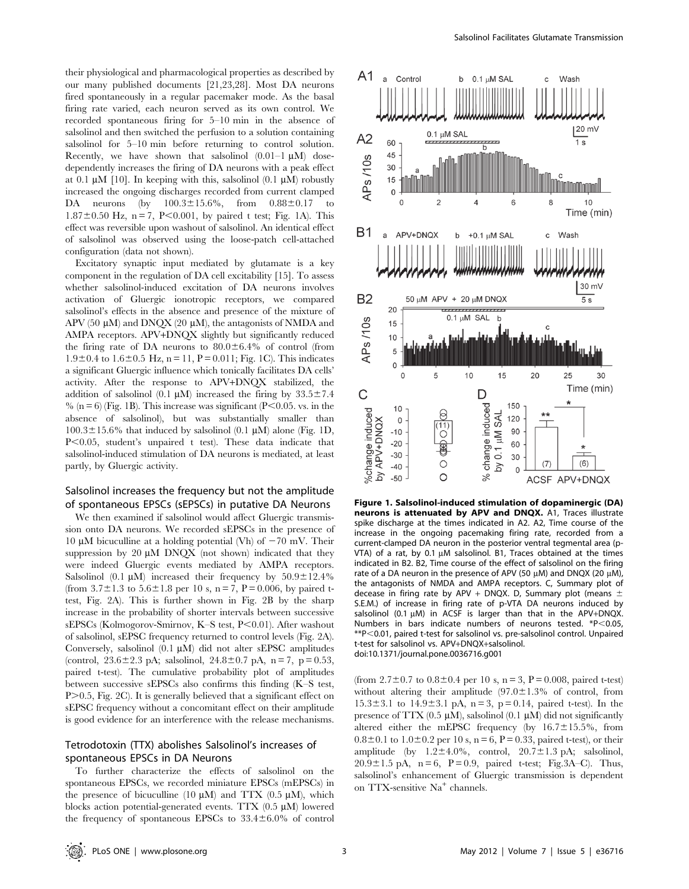their physiological and pharmacological properties as described by our many published documents [21,23,28]. Most DA neurons fired spontaneously in a regular pacemaker mode. As the basal firing rate varied, each neuron served as its own control. We recorded spontaneous firing for 5–10 min in the absence of salsolinol and then switched the perfusion to a solution containing salsolinol for 5–10 min before returning to control solution. Recently, we have shown that salsolinol (0.01–1 μM) dose-dependently increases the firing of DA neurons with a peak effect at 0.1 μM [10]. In keeping with this, salsolinol (0.1 μM) robustly increased the ongoing discharges recorded from current clamped DA neurons (by 100.3±15.6%, from 0.88±0.17 to 1.87±0.50 Hz, n = 7, $P<0.001$, by paired t test; Fig. 1A). This effect was reversible upon washout of salsolinol. An identical effect of salsolinol was observed using the loose-patch cell-attached configuration (data not shown).

Excitatory synaptic input mediated by glutamate is a key component in the regulation of DA cell excitability [15]. To assess whether salsolinol-induced excitation of DA neurons involves activation of Gluergic ionotropic receptors, we compared salsolinol's effects in the absence and presence of the mixture of APV (50 μM) and DNQX (20 μM), the antagonists of NMDA and AMPA receptors. APV+DNQX slightly but significantly reduced the firing rate of DA neurons to 80.0±6.4% of control (from 1.9±0.4 to 1.6±0.5 Hz, n = 11, P = 0.011; Fig. 1C). This indicates a significant Gluergic influence which tonically facilitates DA cells' activity. After the response to APV+DNQX stabilized, the addition of salsolinol (0.1 μM) increased the firing by 33.5±7.4 % (n = 6) (Fig. 1B). This increase was significant ($P<0.05$. vs. in the absence of salsolinol), but was substantially smaller than 100.3±15.6% that induced by salsolinol (0.1 μM) alone (Fig. 1D, $P<0.05$, student's unpaired t test). These data indicate that salsolinol-induced stimulation of DA neurons is mediated, at least partly, by Gluergic activity.

## Salsolinol increases the frequency but not the amplitude of spontaneous EPSCs (sEPSCs) in putative DA Neurons

We then examined if salsolinol would affect Gluergic transmission onto DA neurons. We recorded sEPSCs in the presence of 10 μM bicuculline at a holding potential (Vh) of −70 mV. Their suppression by 20 μM DNQX (not shown) indicated that they were indeed Gluergic events mediated by AMPA receptors. Salsolinol (0.1 μM) increased their frequency by 50.9±12.4% (from 3.7±1.3 to 5.6±1.8 per 10 s, n = 7, P = 0.006, by paired t-test, Fig. 2A). This is further shown in Fig. 2B by the sharp increase in the probability of shorter intervals between successive sEPSCs (Kolmogorov-Smirnov, K–S test, $P<0.01$). After washout of salsolinol, sEPSC frequency returned to control levels (Fig. 2A). Conversely, salsolinol (0.1 μM) did not alter sEPSC amplitudes (control, 23.6±2.3 pA; salsolinol, 24.8±0.7 pA, n = 7, p = 0.53, paired t-test). The cumulative probability plot of amplitudes between successive sEPSCs also confirms this finding (K–S test, $P>0.5$, Fig. 2C). It is generally believed that a significant effect on sEPSC frequency without a concomitant effect on their amplitude is good evidence for an interference with the release mechanisms.

## Tetrodotoxin (TTX) abolishes Salsolinol's increases of spontaneous EPSCs in DA Neurons

To further characterize the effects of salsolinol on the spontaneous EPSCs, we recorded miniature EPSCs (mEPSCs) in the presence of bicuculline (10 μM) and TTX (0.5 μM), which blocks action potential-generated events. TTX (0.5 μM) lowered the frequency of spontaneous EPSCs to 33.4±6.0% of control (from 2.7±0.7 to 0.8±0.4 per 10 s, n = 3, P = 0.008, paired t-test) without altering their amplitude (97.0±1.3% of control, from 15.3±3.1 to 14.9±3.1 pA, n = 3, p = 0.14, paired t-test). In the presence of TTX (0.5 μM), salsolinol (0.1 μM) did not significantly altered either the mEPSC frequency (by 16.7±15.5%, from 0.8±0.1 to 1.0±0.2 per 10 s, n = 6, P = 0.33, paired t-test), or their amplitude (by 1.2±4.0%, control, 20.7±1.3 pA; salsolinol, 20.9±1.5 pA, n = 6, P = 0.9, paired t-test; Fig.3A–C). Thus, salsolinol's enhancement of Gluergic transmission is dependent on TTX-sensitive $Na^{+}$ channels.

**Figure 1. Salsolinol-induced stimulation of dopaminergic (DA) neurons is attenuated by APV and DNQX.** A1, Traces illustrate spike discharge at the times indicated in A2. A2, Time course of the increase in the ongoing pacemaking firing rate, recorded from a current-clamped DA neuron in the posterior ventral tegmental area (p-VTA) of a rat, by 0.1 μM salsolinol. B1, Traces obtained at the times indicated in B2. B2, Time course of the effect of salsolinol on the firing rate of a DA neuron in the presence of APV (50 μM) and DNQX (20 μM), the antagonists of NMDA and AMPA receptors. C, Summary plot of decease in firing rate by APV + DNQX. D, Summary plot (means ± S.E.M.) of increase in firing rate of p-VTA DA neurons induced by salsolinol (0.1 μM) in ACSF is larger than that in the APV+DNQX. Numbers in bars indicate numbers of neurons tested. \*$P<0.05$, \*\*$P<0.01$, paired t-test for salsolinol vs. pre-salsolinol control. Unpaired t-test for salsolinol vs. APV+DNQX+salsolinol.
doi:10.1371/journal.pone.0036716.g001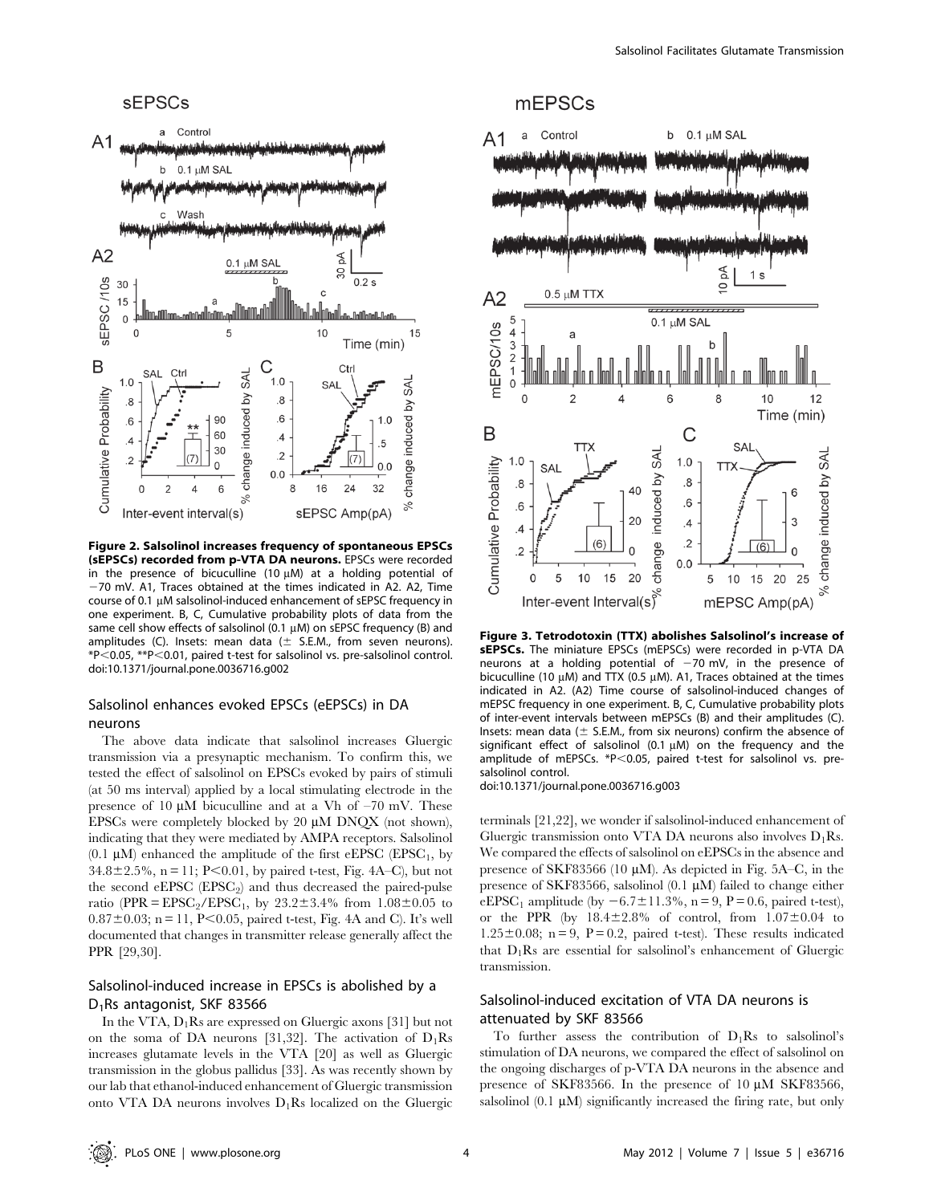**Figure 2. Salsolinol increases frequency of spontaneous EPSCs (sEPSCs) recorded from p-VTA DA neurons.** EPSCs were recorded in the presence of bicuculline (10 μM) at a holding potential of −70 mV. A1, Traces obtained at the times indicated in A2. A2, Time course of 0.1 μM salsolinol-induced enhancement of sEPSC frequency in one experiment. B, C, Cumulative probability plots of data from the same cell show effects of salsolinol (0.1 μM) on sEPSC frequency (B) and amplitudes (C). Insets: mean data (± S.E.M., from seven neurons). \*P<0.05, \*\*P<0.01, paired t-test for salsolinol vs. pre-salsolinol control.
doi:10.1371/journal.pone.0036716.g002

### Salsolinol enhances evoked EPSCs (eEPSCs) in DA neurons

The above data indicate that salsolinol increases Gluergic transmission via a presynaptic mechanism. To confirm this, we tested the effect of salsolinol on EPSCs evoked by pairs of stimuli (at 50 ms interval) applied by a local stimulating electrode in the presence of 10 μM bicuculline and at a Vh of −70 mV. These EPSCs were completely blocked by 20 μM DNQX (not shown), indicating that they were mediated by AMPA receptors. Salsolinol (0.1 μM) enhanced the amplitude of the first eEPSC ($EPSC_1$, by 34.8±2.5%, n = 11; P<0.01, by paired t-test, Fig. 4A–C), but not the second eEPSC ($EPSC_2$) and thus decreased the paired-pulse ratio ($PPR = EPSC_2/EPSC_1$, by 23.2±3.4% from 1.08±0.05 to 0.87±0.03; n = 11, P<0.05, paired t-test, Fig. 4A and C). It's well documented that changes in transmitter release generally affect the PPR [29,30].

### Salsolinol-induced increase in EPSCs is abolished by a $D_1$Rs antagonist, SKF 83566

In the VTA, $D_1$Rs are expressed on Gluergic axons [31] but not on the soma of DA neurons [31,32]. The activation of $D_1$Rs increases glutamate levels in the VTA [20] as well as Gluergic transmission in the globus pallidus [33]. As was recently shown by our lab that ethanol-induced enhancement of Gluergic transmission onto VTA DA neurons involves $D_1$Rs localized on the Gluergic terminals [21,22], we wonder if salsolinol-induced enhancement of Gluergic transmission onto VTA DA neurons also involves $D_1$Rs. We compared the effects of salsolinol on eEPSCs in the absence and presence of SKF83566 (10 μM). As depicted in Fig. 5A–C, in the presence of SKF83566, salsolinol (0.1 μM) failed to change either $eEPSC_1$ amplitude (by −6.7±11.3%, n = 9, P = 0.6, paired t-test), or the PPR (by 18.4±2.8% of control, from 1.07±0.04 to 1.25±0.08; n = 9, P = 0.2, paired t-test). These results indicated that $D_1$Rs are essential for salsolinol's enhancement of Gluergic transmission.

**Figure 3. Tetrodotoxin (TTX) abolishes Salsolinol's increase of sEPSCs.** The miniature EPSCs (mEPSCs) were recorded in p-VTA DA neurons at a holding potential of −70 mV, in the presence of bicuculline (10 μM) and TTX (0.5 μM). A1, Traces obtained at the times indicated in A2. (A2) Time course of salsolinol-induced changes of mEPSC frequency in one experiment. B, C, Cumulative probability plots of inter-event intervals between mEPSCs (B) and their amplitudes (C). Insets: mean data (± S.E.M., from six neurons) confirm the absence of significant effect of salsolinol (0.1 μM) on the frequency and the amplitude of mEPSCs. \*P<0.05, paired t-test for salsolinol vs. pre-salsolinol control.
doi:10.1371/journal.pone.0036716.g003

### Salsolinol-induced excitation of VTA DA neurons is attenuated by SKF 83566

To further assess the contribution of $D_1$Rs to salsolinol's stimulation of DA neurons, we compared the effect of salsolinol on the ongoing discharges of p-VTA DA neurons in the absence and presence of SKF83566. In the presence of 10 μM SKF83566, salsolinol (0.1 μM) significantly increased the firing rate, but only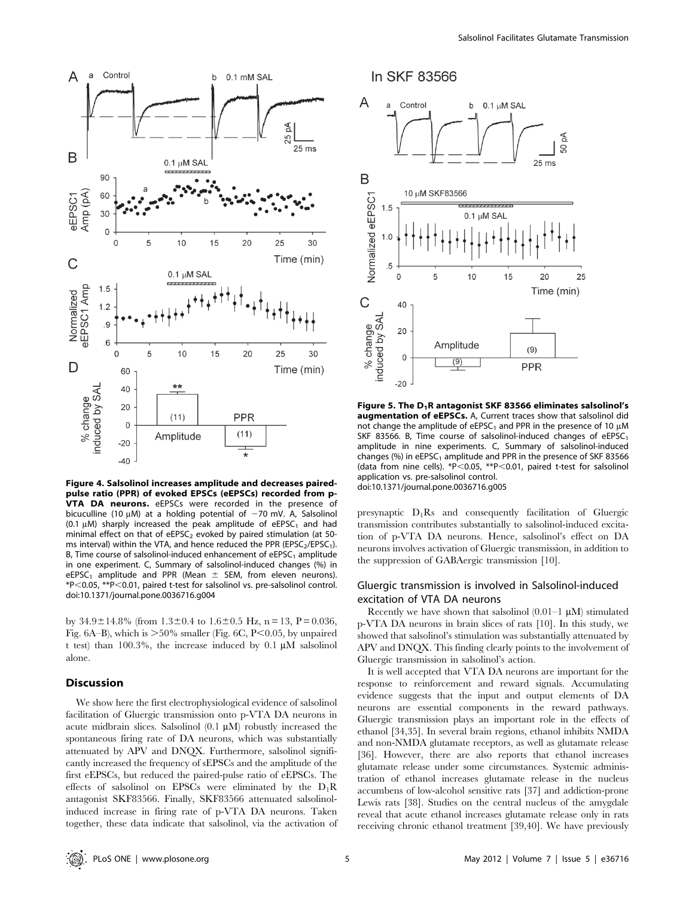**Figure 4. Salsolinol increases amplitude and decreases paired-pulse ratio (PPR) of evoked EPSCs (eEPSCs) recorded from p-VTA DA neurons.** eEPSCs were recorded in the presence of bicuculline (10 μM) at a holding potential of −70 mV. A, Salsolinol (0.1 μM) sharply increased the peak amplitude of $eEPSC_1$ and had minimal effect on that of $eEPSC_2$ evoked by paired stimulation (at 50-ms interval) within the VTA, and hence reduced the PPR ($EPSC_2/EPSC_1$). B, Time course of salsolinol-induced enhancement of $eEPSC_1$ amplitude in one experiment. C, Summary of salsolinol-induced changes (%) in $eEPSC_1$ amplitude and PPR (Mean ± SEM, from eleven neurons). *P<0.05, **P<0.01, paired t-test for salsolinol vs. pre-salsolinol control.
doi:10.1371/journal.pone.0036716.g004

**Figure 5. The $D_1R$ antagonist SKF 83566 eliminates salsolinol's augmentation of eEPSCs.** A, Current traces show that salsolinol did not change the amplitude of $eEPSC_1$ and PPR in the presence of 10 μM SKF 83566. B, Time course of salsolinol-induced changes of $eEPSC_1$ amplitude in nine experiments. C, Summary of salsolinol-induced changes (%) in $eEPSC_1$ amplitude and PPR in the presence of SKF 83566 (data from nine cells). *P<0.05, **P<0.01, paired t-test for salsolinol application vs. pre-salsolinol control.
doi:10.1371/journal.pone.0036716.g005

by 34.9±14.8% (from 1.3±0.4 to 1.6±0.5 Hz, n = 13, P = 0.036, Fig. 6A–B), which is >50% smaller (Fig. 6C, P<0.05, by unpaired t test) than 100.3%, the increase induced by 0.1 μM salsolinol alone.

## Discussion

We show here the first electrophysiological evidence of salsolinol facilitation of Gluergic transmission onto p-VTA DA neurons in acute midbrain slices. Salsolinol (0.1 μM) robustly increased the spontaneous firing rate of DA neurons, which was substantially attenuated by APV and DNQX. Furthermore, salsolinol significantly increased the frequency of sEPSCs and the amplitude of the first eEPSCs, but reduced the paired-pulse ratio of eEPSCs. The effects of salsolinol on EPSCs were eliminated by the $D_1R$ antagonist SKF83566. Finally, SKF83566 attenuated salsolinol-induced increase in firing rate of p-VTA DA neurons. Taken together, these data indicate that salsolinol, via the activation of presynaptic $D_1Rs$ and consequently facilitation of Gluergic transmission contributes substantially to salsolinol-induced excitation of p-VTA DA neurons. Hence, salsolinol's effect on DA neurons involves activation of Gluergic transmission, in addition to the suppression of GABAergic transmission [10].

### Gluergic transmission is involved in Salsolinol-induced excitation of VTA DA neurons

Recently we have shown that salsolinol (0.01–1 μM) stimulated p-VTA DA neurons in brain slices of rats [10]. In this study, we showed that salsolinol's stimulation was substantially attenuated by APV and DNQX. This finding clearly points to the involvement of Gluergic transmission in salsolinol's action.

It is well accepted that VTA DA neurons are important for the response to reinforcement and reward signals. Accumulating evidence suggests that the input and output elements of DA neurons are essential components in the reward pathways. Gluergic transmission plays an important role in the effects of ethanol [34,35]. In several brain regions, ethanol inhibits NMDA and non-NMDA glutamate receptors, as well as glutamate release [36]. However, there are also reports that ethanol increases glutamate release under some circumstances. Systemic administration of ethanol increases glutamate release in the nucleus accumbens of low-alcohol sensitive rats [37] and addiction-prone Lewis rats [38]. Studies on the central nucleus of the amygdale reveal that acute ethanol increases glutamate release only in rats receiving chronic ethanol treatment [39,40]. We have previously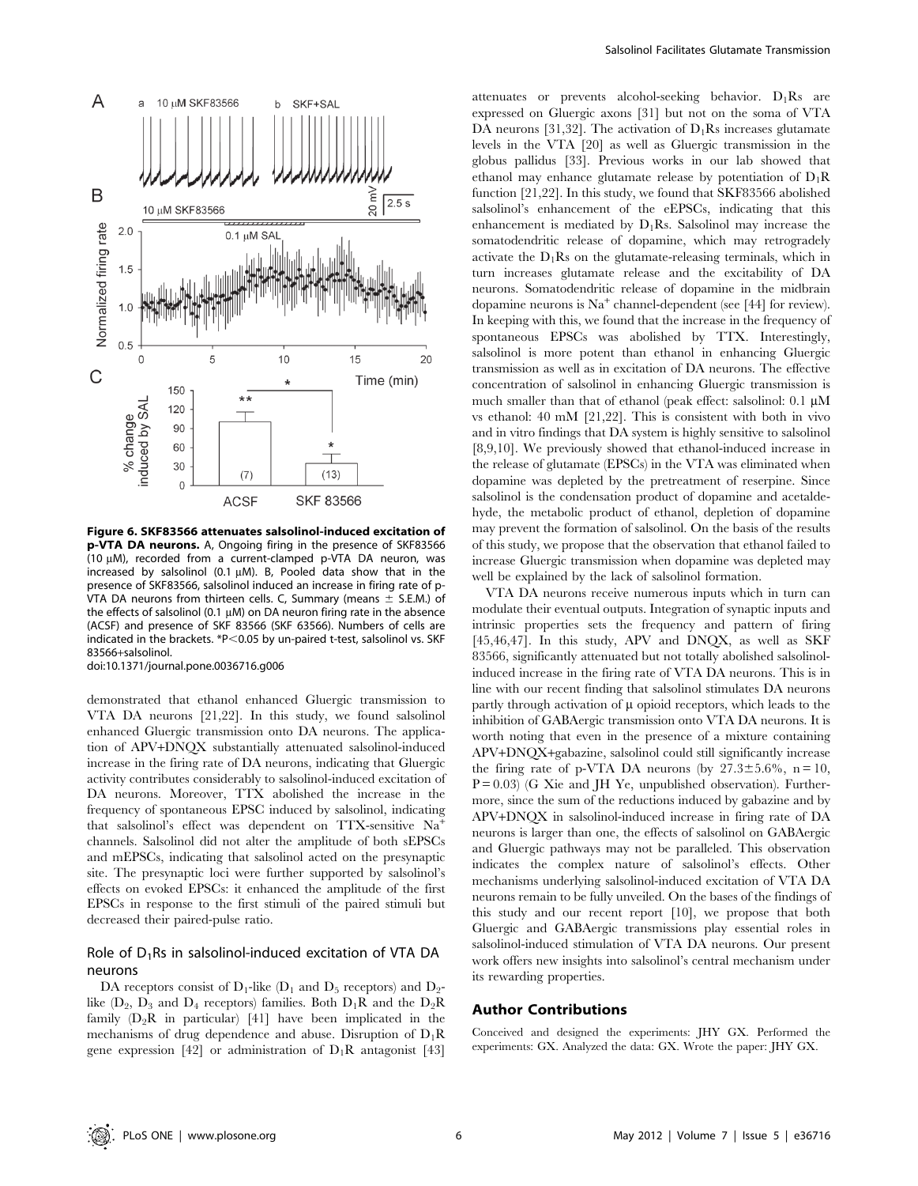**Figure 6. SKF83566 attenuates salsolinol-induced excitation of p-VTA DA neurons.** A, Ongoing firing in the presence of SKF83566 (10 μM), recorded from a current-clamped p-VTA DA neuron, was increased by salsolinol (0.1 μM). B, Pooled data show that in the presence of SKF83566, salsolinol induced an increase in firing rate of p-VTA DA neurons from thirteen cells. C, Summary (means ± S.E.M.) of the effects of salsolinol (0.1 μM) on DA neuron firing rate in the absence (ACSF) and presence of SKF 83566 (SKF 63566). Numbers of cells are indicated in the brackets. *P<0.05 by un-paired t-test, salsolinol vs. SKF 83566+salsolinol.
doi:10.1371/journal.pone.0036716.g006

demonstrated that ethanol enhanced Gluergic transmission to VTA DA neurons [21,22]. In this study, we found salsolinol enhanced Gluergic transmission onto DA neurons. The application of APV+DNQX substantially attenuated salsolinol-induced increase in the firing rate of DA neurons, indicating that Gluergic activity contributes considerably to salsolinol-induced excitation of DA neurons. Moreover, TTX abolished the increase in the frequency of spontaneous EPSC induced by salsolinol, indicating that salsolinol's effect was dependent on TTX-sensitive $Na^+$ channels. Salsolinol did not alter the amplitude of both sEPSCs and mEPSCs, indicating that salsolinol acted on the presynaptic site. The presynaptic loci were further supported by salsolinol's effects on evoked EPSCs: it enhanced the amplitude of the first EPSCs in response to the first stimuli of the paired stimuli but decreased their paired-pulse ratio.

## Role of $D_1$Rs in salsolinol-induced excitation of VTA DA neurons

DA receptors consist of $D_1$-like ($D_1$ and $D_5$ receptors) and $D_2$-like ($D_2$, $D_3$ and $D_4$ receptors) families. Both $D_1$R and the $D_2$R family ($D_2$R in particular) [41] have been implicated in the mechanisms of drug dependence and abuse. Disruption of $D_1$R gene expression [42] or administration of $D_1$R antagonist [43] attenuates or prevents alcohol-seeking behavior. $D_1$Rs are expressed on Gluergic axons [31] but not on the soma of VTA DA neurons [31,32]. The activation of $D_1$Rs increases glutamate levels in the VTA [20] as well as Gluergic transmission in the globus pallidus [33]. Previous works in our lab showed that ethanol may enhance glutamate release by potentiation of $D_1$R function [21,22]. In this study, we found that SKF83566 abolished salsolinol's enhancement of the eEPSCs, indicating that this enhancement is mediated by $D_1$Rs. Salsolinol may increase the somatodendritic release of dopamine, which may retrogradely activate the $D_1$Rs on the glutamate-releasing terminals, which in turn increases glutamate release and the excitability of DA neurons. Somatodendritic release of dopamine in the midbrain dopamine neurons is $Na^+$ channel-dependent (see [44] for review). In keeping with this, we found that the increase in the frequency of spontaneous EPSCs was abolished by TTX. Interestingly, salsolinol is more potent than ethanol in enhancing Gluergic transmission as well as in excitation of DA neurons. The effective concentration of salsolinol in enhancing Gluergic transmission is much smaller than that of ethanol (peak effect: salsolinol: 0.1 μM vs ethanol: 40 mM [21,22]. This is consistent with both in vivo and in vitro findings that DA system is highly sensitive to salsolinol [8,9,10]. We previously showed that ethanol-induced increase in the release of glutamate (EPSCs) in the VTA was eliminated when dopamine was depleted by the pretreatment of reserpine. Since salsolinol is the condensation product of dopamine and acetaldehyde, the metabolic product of ethanol, depletion of dopamine may prevent the formation of salsolinol. On the basis of the results of this study, we propose that the observation that ethanol failed to increase Gluergic transmission when dopamine was depleted may well be explained by the lack of salsolinol formation.

VTA DA neurons receive numerous inputs which in turn can modulate their eventual outputs. Integration of synaptic inputs and intrinsic properties sets the frequency and pattern of firing [45,46,47]. In this study, APV and DNQX, as well as SKF 83566, significantly attenuated but not totally abolished salsolinol-induced increase in the firing rate of VTA DA neurons. This is in line with our recent finding that salsolinol stimulates DA neurons partly through activation of μ opioid receptors, which leads to the inhibition of GABAergic transmission onto VTA DA neurons. It is worth noting that even in the presence of a mixture containing APV+DNQX+gabazine, salsolinol could still significantly increase the firing rate of p-VTA DA neurons (by 27.3±5.6%, n = 10, P = 0.03) (G Xie and JH Ye, unpublished observation). Furthermore, since the sum of the reductions induced by gabazine and by APV+DNQX in salsolinol-induced increase in firing rate of DA neurons is larger than one, the effects of salsolinol on GABAergic and Gluergic pathways may not be paralleled. This observation indicates the complex nature of salsolinol's effects. Other mechanisms underlying salsolinol-induced excitation of VTA DA neurons remain to be fully unveiled. On the bases of the findings of this study and our recent report [10], we propose that both Gluergic and GABAergic transmissions play essential roles in salsolinol-induced stimulation of VTA DA neurons. Our present work offers new insights into salsolinol's central mechanism under its rewarding properties.

## Author Contributions

Conceived and designed the experiments: JHY GX. Performed the experiments: GX. Analyzed the data: GX. Wrote the paper: JHY GX.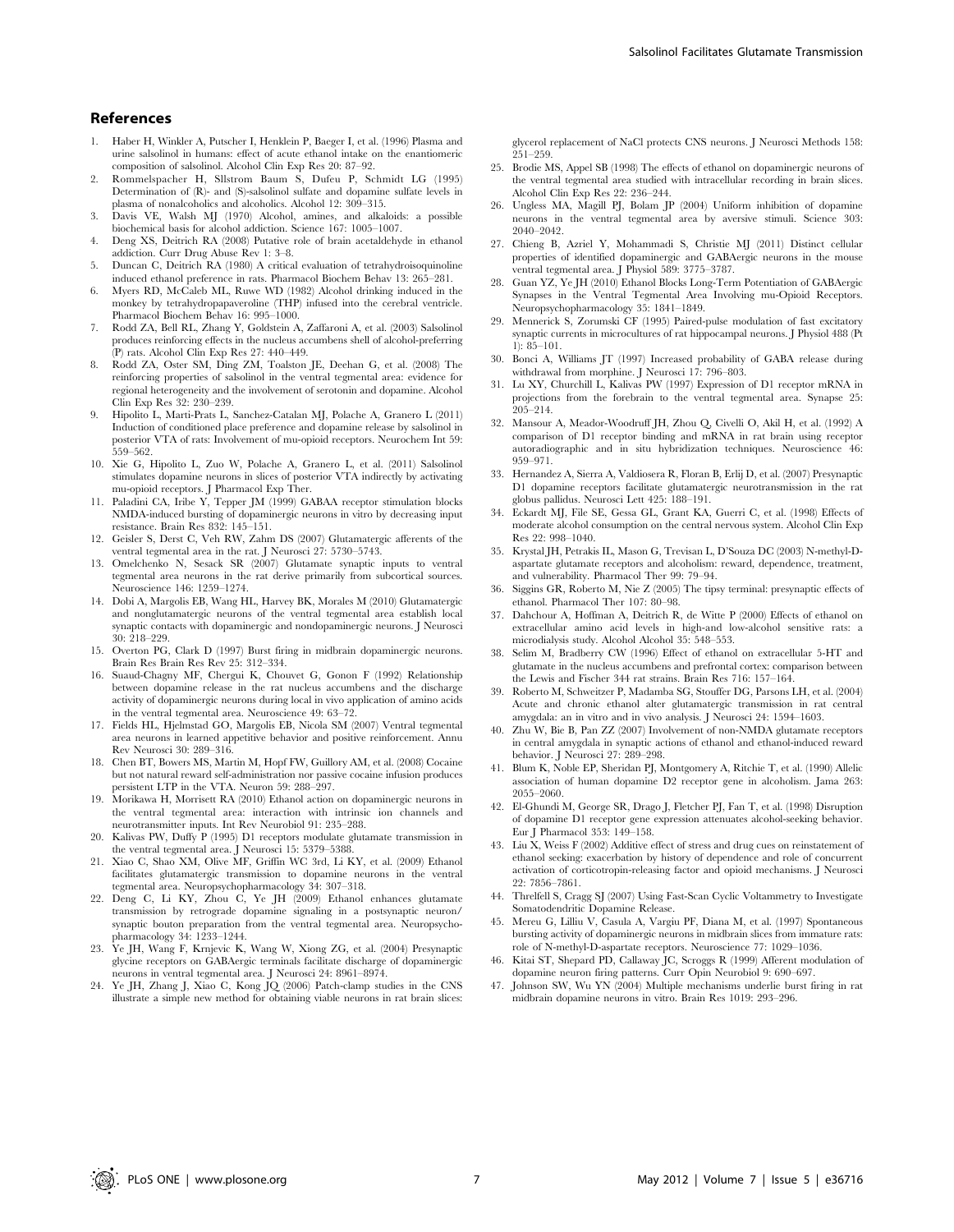## References

1. Haber H, Winkler A, Putscher I, Henklein P, Baeger I, et al. (1996) Plasma and urine salsolinol in humans: effect of acute ethanol intake on the enantiomeric composition of salsolinol. Alcohol Clin Exp Res 20: 87–92.
2. Rommelspacher H, Sllstrom Baum S, Dufeu P, Schmidt LG (1995) Determination of (R)- and (S)-salsolinol sulfate and dopamine sulfate levels in plasma of nonalcoholics and alcoholics. Alcohol 12: 309–315.
3. Davis VE, Walsh MJ (1970) Alcohol, amines, and alkaloids: a possible biochemical basis for alcohol addiction. Science 167: 1005–1007.
4. Deng XS, Deitrich RA (2008) Putative role of brain acetaldehyde in ethanol addiction. Curr Drug Abuse Rev 1: 3–8.
5. Duncan C, Deitrich RA (1980) A critical evaluation of tetrahydroisoquinoline induced ethanol preference in rats. Pharmacol Biochem Behav 13: 265–281.
6. Myers RD, McCaleb ML, Ruwe WD (1982) Alcohol drinking induced in the monkey by tetrahydropapaveroline (THP) infused into the cerebral ventricle. Pharmacol Biochem Behav 16: 995–1000.
7. Rodd ZA, Bell RL, Zhang Y, Goldstein A, Zaffaroni A, et al. (2003) Salsolinol produces reinforcing effects in the nucleus accumbens shell of alcohol-preferring (P) rats. Alcohol Clin Exp Res 27: 440–449.
8. Rodd ZA, Oster SM, Ding ZM, Toalston JE, Deehan G, et al. (2008) The reinforcing properties of salsolinol in the ventral tegmental area: evidence for regional heterogeneity and the involvement of serotonin and dopamine. Alcohol Clin Exp Res 32: 230–239.
9. Hipolito L, Marti-Prats L, Sanchez-Catalan MJ, Polache A, Granero L (2011) Induction of conditioned place preference and dopamine release by salsolinol in posterior VTA of rats: Involvement of mu-opioid receptors. Neurochem Int 59: 559–562.
10. Xie G, Hipolito L, Zuo W, Polache A, Granero L, et al. (2011) Salsolinol stimulates dopamine neurons in slices of posterior VTA indirectly by activating mu-opioid receptors. J Pharmacol Exp Ther.
11. Paladini CA, Iribe Y, Tepper JM (1999) GABAA receptor stimulation blocks NMDA-induced bursting of dopaminergic neurons in vitro by decreasing input resistance. Brain Res 832: 145–151.
12. Geisler S, Derst C, Veh RW, Zahm DS (2007) Glutamatergic afferents of the ventral tegmental area in the rat. J Neurosci 27: 5730–5743.
13. Omelchenko N, Sesack SR (2007) Glutamate synaptic inputs to ventral tegmental area neurons in the rat derive primarily from subcortical sources. Neuroscience 146: 1259–1274.
14. Dobi A, Margolis EB, Wang HL, Harvey BK, Morales M (2010) Glutamatergic and nonglutamatergic neurons of the ventral tegmental area establish local synaptic contacts with dopaminergic and nondopaminergic neurons. J Neurosci 30: 218–229.
15. Overton PG, Clark D (1997) Burst firing in midbrain dopaminergic neurons. Brain Res Brain Res Rev 25: 312–334.
16. Suaud-Chagny MF, Chergui K, Chouvet G, Gonon F (1992) Relationship between dopamine release in the rat nucleus accumbens and the discharge activity of dopaminergic neurons during local in vivo application of amino acids in the ventral tegmental area. Neuroscience 49: 63–72.
17. Fields HL, Hjelmstad GO, Margolis EB, Nicola SM (2007) Ventral tegmental area neurons in learned appetitive behavior and positive reinforcement. Annu Rev Neurosci 30: 289–316.
18. Chen BT, Bowers MS, Martin M, Hopf FW, Guillory AM, et al. (2008) Cocaine but not natural reward self-administration nor passive cocaine infusion produces persistent LTP in the VTA. Neuron 59: 288–297.
19. Morikawa H, Morrisett RA (2010) Ethanol action on dopaminergic neurons in the ventral tegmental area: interaction with intrinsic ion channels and neurotransmitter inputs. Int Rev Neurobiol 91: 235–288.
20. Kalivas PW, Duffy P (1995) D1 receptors modulate glutamate transmission in the ventral tegmental area. J Neurosci 15: 5379–5388.
21. Xiao C, Shao XM, Olive MF, Griffin WC 3rd, Li KY, et al. (2009) Ethanol facilitates glutamatergic transmission to dopamine neurons in the ventral tegmental area. Neuropsychopharmacology 34: 307–318.
22. Deng C, Li KY, Zhou C, Ye JH (2009) Ethanol enhances glutamate transmission by retrograde dopamine signaling in a postsynaptic neuron/synaptic bouton preparation from the ventral tegmental area. Neuropsychopharmacology 34: 1233–1244.
23. Ye JH, Wang F, Krnjevic K, Wang W, Xiong ZG, et al. (2004) Presynaptic glycine receptors on GABAergic terminals facilitate discharge of dopaminergic neurons in ventral tegmental area. J Neurosci 24: 8961–8974.
24. Ye JH, Zhang J, Xiao C, Kong JQ (2006) Patch-clamp studies in the CNS illustrate a simple new method for obtaining viable neurons in rat brain slices: glycerol replacement of NaCl protects CNS neurons. J Neurosci Methods 158: 251–259.
25. Brodie MS, Appel SB (1998) The effects of ethanol on dopaminergic neurons of the ventral tegmental area studied with intracellular recording in brain slices. Alcohol Clin Exp Res 22: 236–244.
26. Ungless MA, Magill PJ, Bolam JP (2004) Uniform inhibition of dopamine neurons in the ventral tegmental area by aversive stimuli. Science 303: 2040–2042.
27. Chieng B, Azriel Y, Mohammadi S, Christie MJ (2011) Distinct cellular properties of identified dopaminergic and GABAergic neurons in the mouse ventral tegmental area. J Physiol 589: 3775–3787.
28. Guan YZ, Ye JH (2010) Ethanol Blocks Long-Term Potentiation of GABAergic Synapses in the Ventral Tegmental Area Involving mu-Opioid Receptors. Neuropsychopharmacology 35: 1841–1849.
29. Mennerick S, Zorumski CF (1995) Paired-pulse modulation of fast excitatory synaptic currents in microcultures of rat hippocampal neurons. J Physiol 488 (Pt 1): 85–101.
30. Bonci A, Williams JT (1997) Increased probability of GABA release during withdrawal from morphine. J Neurosci 17: 796–803.
31. Lu XY, Churchill L, Kalivas PW (1997) Expression of D1 receptor mRNA in projections from the forebrain to the ventral tegmental area. Synapse 25: 205–214.
32. Mansour A, Meador-Woodruff JH, Zhou Q, Civelli O, Akil H, et al. (1992) A comparison of D1 receptor binding and mRNA in rat brain using receptor autoradiographic and in situ hybridization techniques. Neuroscience 46: 959–971.
33. Hernandez A, Sierra A, Valdiosera R, Floran B, Erlij D, et al. (2007) Presynaptic D1 dopamine receptors facilitate glutamatergic neurotransmission in the rat globus pallidus. Neurosci Lett 425: 188–191.
34. Eckardt MJ, File SE, Gessa GL, Grant KA, Guerri C, et al. (1998) Effects of moderate alcohol consumption on the central nervous system. Alcohol Clin Exp Res 22: 998–1040.
35. Krystal JH, Petrakis IL, Mason G, Trevisan L, D'Souza DC (2003) N-methyl-D-aspartate glutamate receptors and alcoholism: reward, dependence, treatment, and vulnerability. Pharmacol Ther 99: 79–94.
36. Siggins GR, Roberto M, Nie Z (2005) The tipsy terminal: presynaptic effects of ethanol. Pharmacol Ther 107: 80–98.
37. Dahchour A, Hoffman A, Deitrich R, de Witte P (2000) Effects of ethanol on extracellular amino acid levels in high-and low-alcohol sensitive rats: a microdialysis study. Alcohol Alcohol 35: 548–553.
38. Selim M, Bradberry CW (1996) Effect of ethanol on extracellular 5-HT and glutamate in the nucleus accumbens and prefrontal cortex: comparison between the Lewis and Fischer 344 rat strains. Brain Res 716: 157–164.
39. Roberto M, Schweitzer P, Madamba SG, Stouffer DG, Parsons LH, et al. (2004) Acute and chronic ethanol alter glutamatergic transmission in rat central amygdala: an in vitro and in vivo analysis. J Neurosci 24: 1594–1603.
40. Zhu W, Bie B, Pan ZZ (2007) Involvement of non-NMDA glutamate receptors in central amygdala in synaptic actions of ethanol and ethanol-induced reward behavior. J Neurosci 27: 289–298.
41. Blum K, Noble EP, Sheridan PJ, Montgomery A, Ritchie T, et al. (1990) Allelic association of human dopamine D2 receptor gene in alcoholism. Jama 263: 2055–2060.
42. El-Ghundi M, George SR, Drago J, Fletcher PJ, Fan T, et al. (1998) Disruption of dopamine D1 receptor gene expression attenuates alcohol-seeking behavior. Eur J Pharmacol 353: 149–158.
43. Liu X, Weiss F (2002) Additive effect of stress and drug cues on reinstatement of ethanol seeking: exacerbation by history of dependence and role of concurrent activation of corticotropin-releasing factor and opioid mechanisms. J Neurosci 22: 7856–7861.
44. Threlfell S, Cragg SJ (2007) Using Fast-Scan Cyclic Voltammetry to Investigate Somatodendritic Dopamine Release.
45. Mereu G, Lilliu V, Casula A, Vargiu PF, Diana M, et al. (1997) Spontaneous bursting activity of dopaminergic neurons in midbrain slices from immature rats: role of N-methyl-D-aspartate receptors. Neuroscience 77: 1029–1036.
46. Kitai ST, Shepard PD, Callaway JC, Scroggs R (1999) Afferent modulation of dopamine neuron firing patterns. Curr Opin Neurobiol 9: 690–697.
47. Johnson SW, Wu YN (2004) Multiple mechanisms underlie burst firing in rat midbrain dopamine neurons in vitro. Brain Res 1019: 293–296.